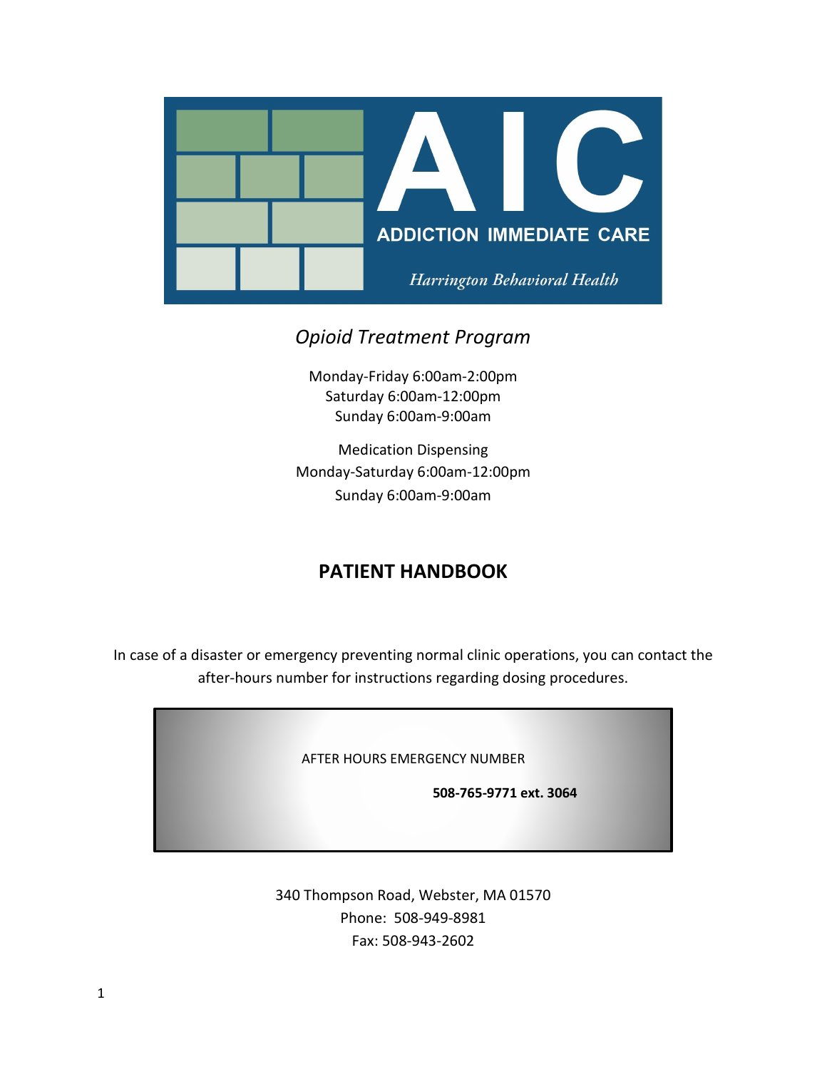# AIC

ADDICTION IMMEDIATE CARE

*Harrington Behavioral Health*

*Opioid Treatment Program*

Monday-Friday 6:00am-2:00pm
Saturday 6:00am-12:00pm
Sunday 6:00am-9:00am

Medication Dispensing
Monday-Saturday 6:00am-12:00pm
Sunday 6:00am-9:00am

## PATIENT HANDBOOK

In case of a disaster or emergency preventing normal clinic operations, you can contact the after-hours number for instructions regarding dosing procedures.

AFTER HOURS EMERGENCY NUMBER

**508-765-9771 ext. 3064**

340 Thompson Road, Webster, MA 01570
Phone: 508-949-8981
Fax: 508-943-2602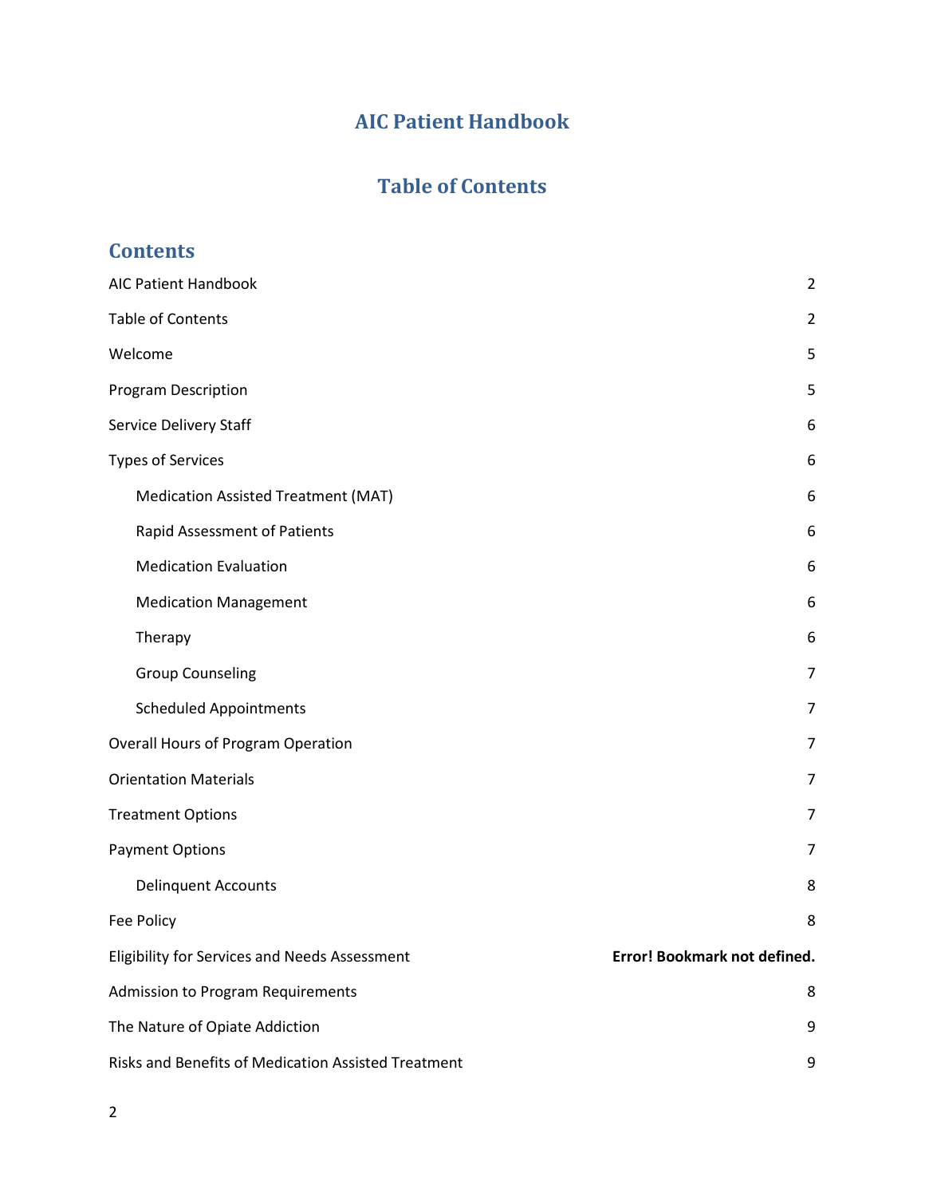# AIC Patient Handbook

## Table of Contents

### Contents

| | |
|---|---|
| AIC Patient Handbook | 2 |
| Table of Contents | 2 |
| Welcome | 5 |
| Program Description | 5 |
| Service Delivery Staff | 6 |
| Types of Services | 6 |
|     Medication Assisted Treatment (MAT) | 6 |
|     Rapid Assessment of Patients | 6 |
|     Medication Evaluation | 6 |
|     Medication Management | 6 |
|     Therapy | 6 |
|     Group Counseling | 7 |
|     Scheduled Appointments | 7 |
| Overall Hours of Program Operation | 7 |
| Orientation Materials | 7 |
| Treatment Options | 7 |
| Payment Options | 7 |
|     Delinquent Accounts | 8 |
| Fee Policy | 8 |
| Eligibility for Services and Needs Assessment | **Error! Bookmark not defined.** |
| Admission to Program Requirements | 8 |
| The Nature of Opiate Addiction | 9 |
| Risks and Benefits of Medication Assisted Treatment | 9 |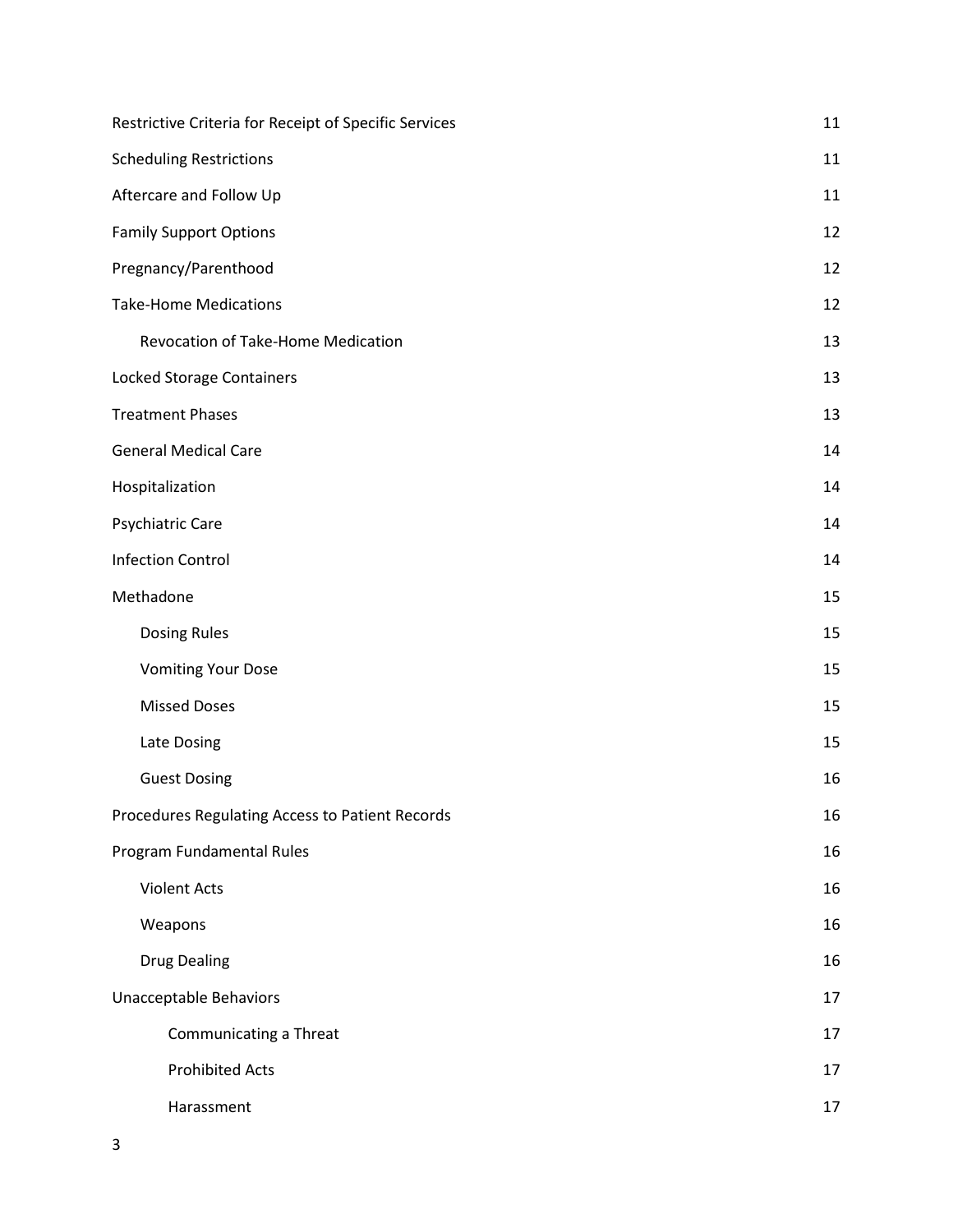| | |
|---|---|
| Restrictive Criteria for Receipt of Specific Services | 11 |
| Scheduling Restrictions | 11 |
| Aftercare and Follow Up | 11 |
| Family Support Options | 12 |
| Pregnancy/Parenthood | 12 |
| Take-Home Medications | 12 |
| Revocation of Take-Home Medication | 13 |
| Locked Storage Containers | 13 |
| Treatment Phases | 13 |
| General Medical Care | 14 |
| Hospitalization | 14 |
| Psychiatric Care | 14 |
| Infection Control | 14 |
| Methadone | 15 |
| Dosing Rules | 15 |
| Vomiting Your Dose | 15 |
| Missed Doses | 15 |
| Late Dosing | 15 |
| Guest Dosing | 16 |
| Procedures Regulating Access to Patient Records | 16 |
| Program Fundamental Rules | 16 |
| Violent Acts | 16 |
| Weapons | 16 |
| Drug Dealing | 16 |
| Unacceptable Behaviors | 17 |
| Communicating a Threat | 17 |
| Prohibited Acts | 17 |
| Harassment | 17 |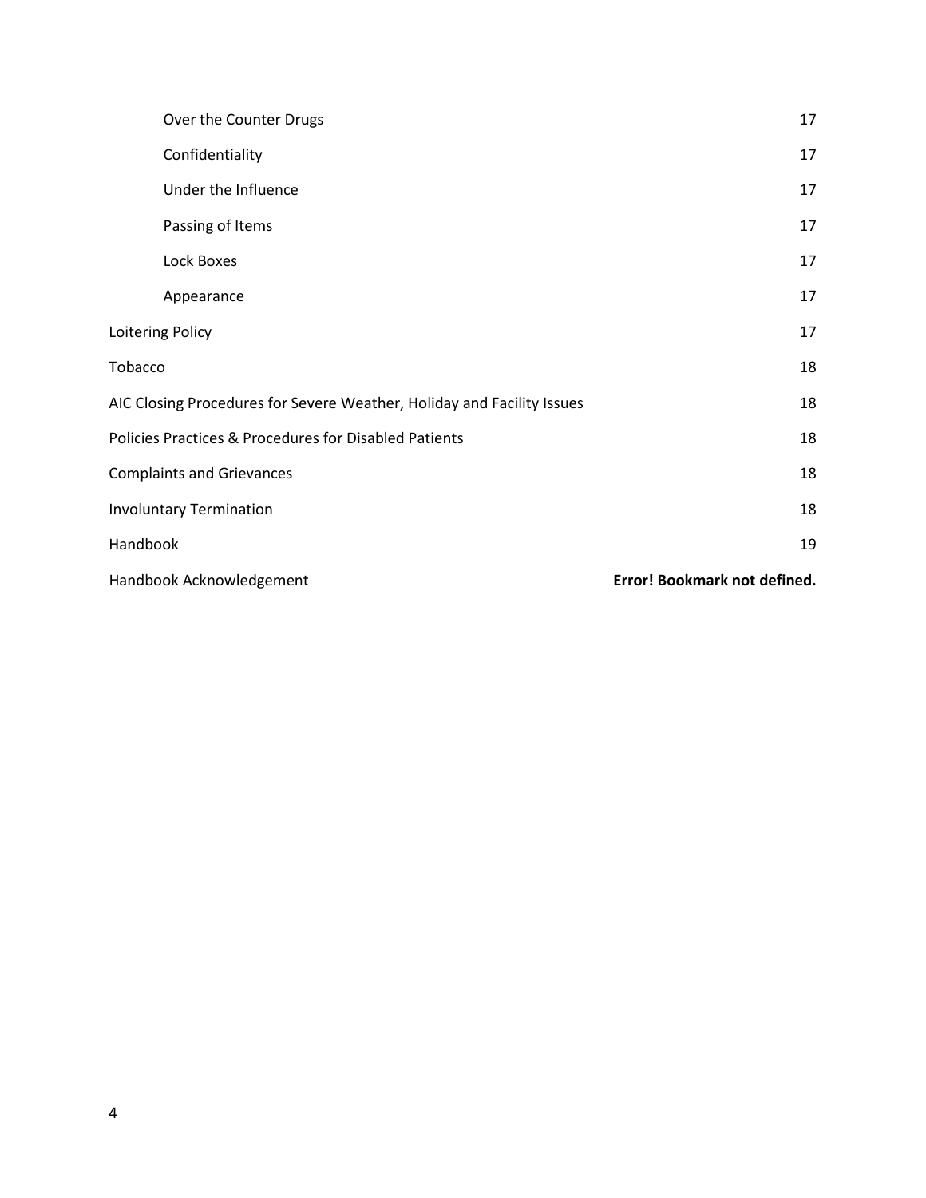| | |
|---|---|
| Over the Counter Drugs | 17 |
| Confidentiality | 17 |
| Under the Influence | 17 |
| Passing of Items | 17 |
| Lock Boxes | 17 |
| Appearance | 17 |
| Loitering Policy | 17 |
| Tobacco | 18 |
| AIC Closing Procedures for Severe Weather, Holiday and Facility Issues | 18 |
| Policies Practices & Procedures for Disabled Patients | 18 |
| Complaints and Grievances | 18 |
| Involuntary Termination | 18 |
| Handbook | 19 |
| Handbook Acknowledgement | **Error! Bookmark not defined.** |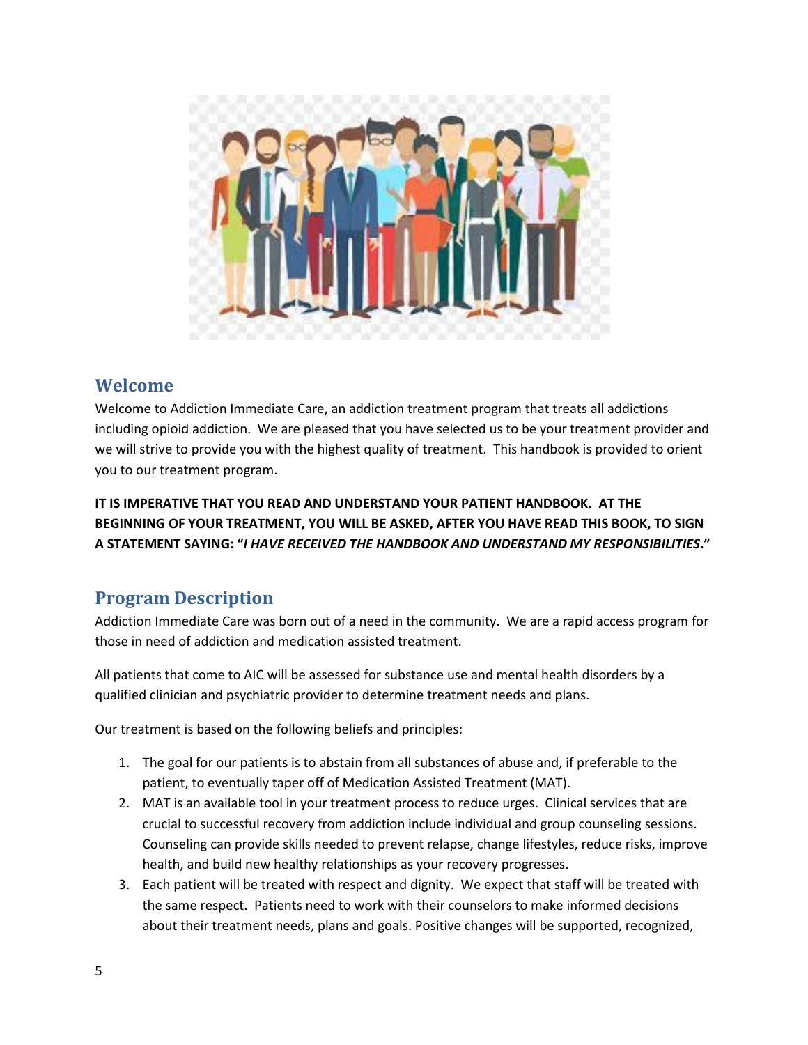## Welcome

Welcome to Addiction Immediate Care, an addiction treatment program that treats all addictions including opioid addiction. We are pleased that you have selected us to be your treatment provider and we will strive to provide you with the highest quality of treatment. This handbook is provided to orient you to our treatment program.

**IT IS IMPERATIVE THAT YOU READ AND UNDERSTAND YOUR PATIENT HANDBOOK. AT THE BEGINNING OF YOUR TREATMENT, YOU WILL BE ASKED, AFTER YOU HAVE READ THIS BOOK, TO SIGN A STATEMENT SAYING: "*I HAVE RECEIVED THE HANDBOOK AND UNDERSTAND MY RESPONSIBILITIES*."**

## Program Description

Addiction Immediate Care was born out of a need in the community. We are a rapid access program for those in need of addiction and medication assisted treatment.

All patients that come to AIC will be assessed for substance use and mental health disorders by a qualified clinician and psychiatric provider to determine treatment needs and plans.

Our treatment is based on the following beliefs and principles:

1. The goal for our patients is to abstain from all substances of abuse and, if preferable to the patient, to eventually taper off of Medication Assisted Treatment (MAT).
2. MAT is an available tool in your treatment process to reduce urges. Clinical services that are crucial to successful recovery from addiction include individual and group counseling sessions. Counseling can provide skills needed to prevent relapse, change lifestyles, reduce risks, improve health, and build new healthy relationships as your recovery progresses.
3. Each patient will be treated with respect and dignity. We expect that staff will be treated with the same respect. Patients need to work with their counselors to make informed decisions about their treatment needs, plans and goals. Positive changes will be supported, recognized,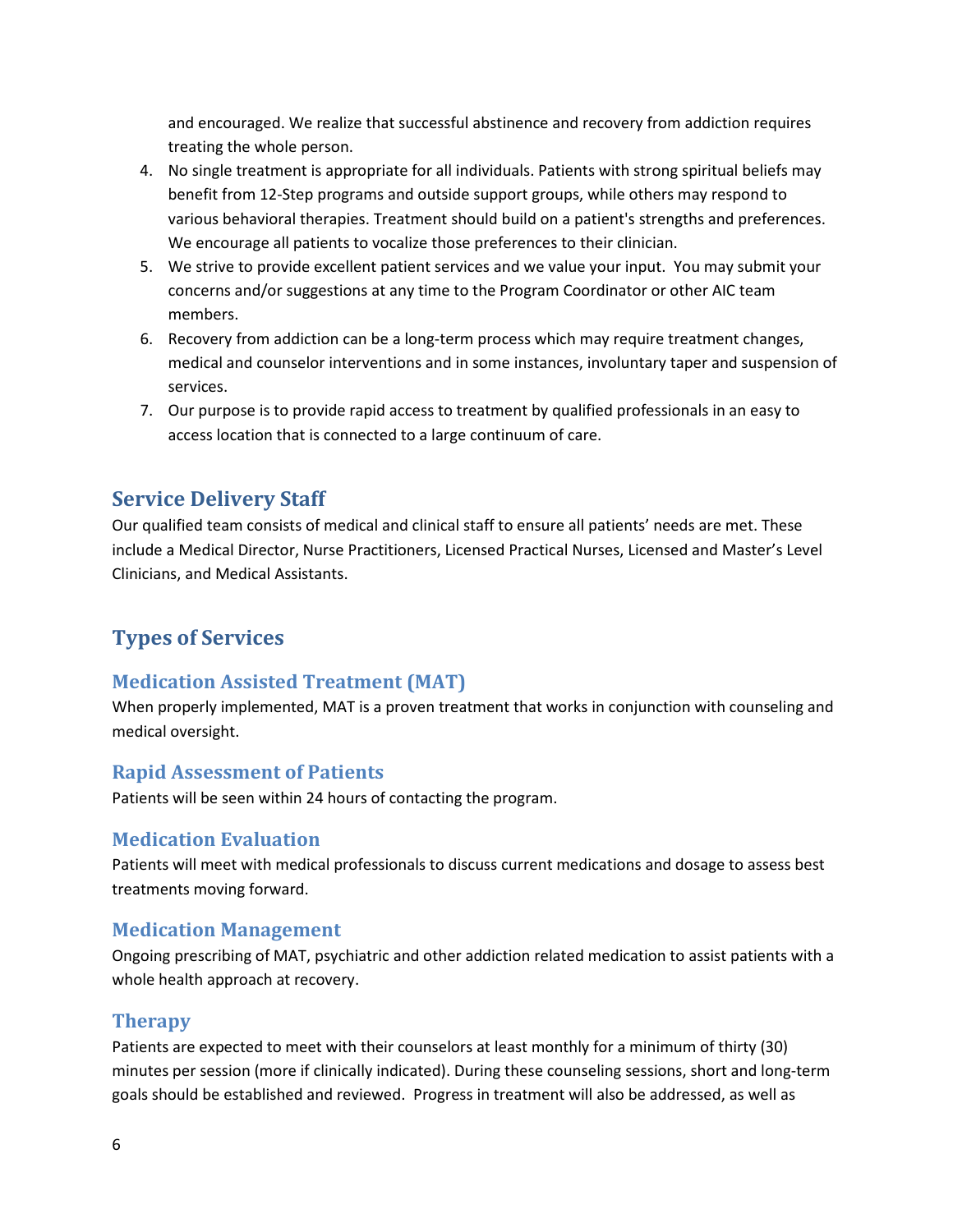and encouraged. We realize that successful abstinence and recovery from addiction requires treating the whole person.

4. No single treatment is appropriate for all individuals. Patients with strong spiritual beliefs may benefit from 12-Step programs and outside support groups, while others may respond to various behavioral therapies. Treatment should build on a patient's strengths and preferences. We encourage all patients to vocalize those preferences to their clinician.
5. We strive to provide excellent patient services and we value your input. You may submit your concerns and/or suggestions at any time to the Program Coordinator or other AIC team members.
6. Recovery from addiction can be a long-term process which may require treatment changes, medical and counselor interventions and in some instances, involuntary taper and suspension of services.
7. Our purpose is to provide rapid access to treatment by qualified professionals in an easy to access location that is connected to a large continuum of care.

## Service Delivery Staff

Our qualified team consists of medical and clinical staff to ensure all patients' needs are met. These include a Medical Director, Nurse Practitioners, Licensed Practical Nurses, Licensed and Master's Level Clinicians, and Medical Assistants.

## Types of Services

### Medication Assisted Treatment (MAT)

When properly implemented, MAT is a proven treatment that works in conjunction with counseling and medical oversight.

### Rapid Assessment of Patients

Patients will be seen within 24 hours of contacting the program.

### Medication Evaluation

Patients will meet with medical professionals to discuss current medications and dosage to assess best treatments moving forward.

### Medication Management

Ongoing prescribing of MAT, psychiatric and other addiction related medication to assist patients with a whole health approach at recovery.

### Therapy

Patients are expected to meet with their counselors at least monthly for a minimum of thirty (30) minutes per session (more if clinically indicated). During these counseling sessions, short and long-term goals should be established and reviewed. Progress in treatment will also be addressed, as well as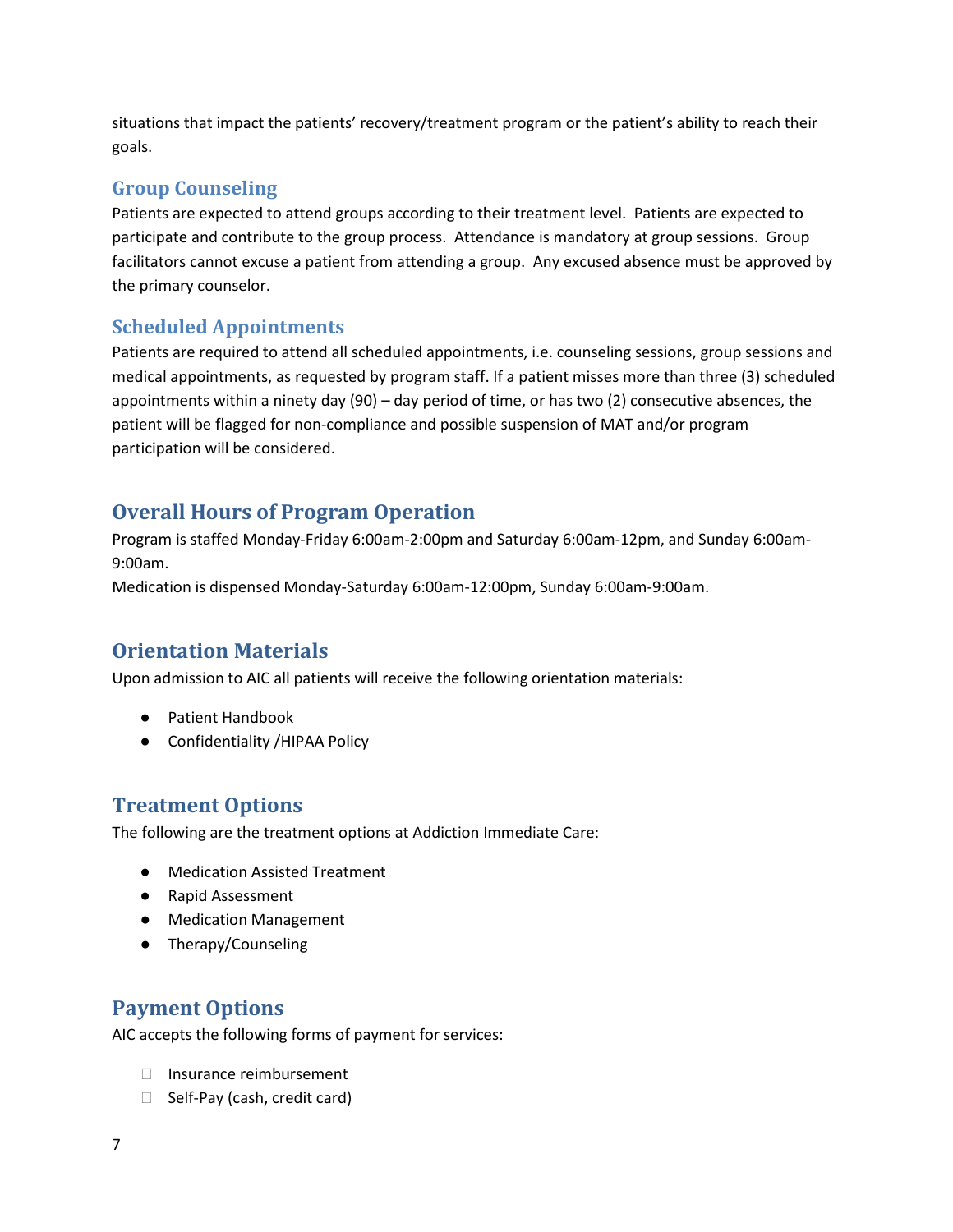situations that impact the patients' recovery/treatment program or the patient's ability to reach their goals.

### Group Counseling

Patients are expected to attend groups according to their treatment level. Patients are expected to participate and contribute to the group process. Attendance is mandatory at group sessions. Group facilitators cannot excuse a patient from attending a group. Any excused absence must be approved by the primary counselor.

### Scheduled Appointments

Patients are required to attend all scheduled appointments, i.e. counseling sessions, group sessions and medical appointments, as requested by program staff. If a patient misses more than three (3) scheduled appointments within a ninety day (90) – day period of time, or has two (2) consecutive absences, the patient will be flagged for non-compliance and possible suspension of MAT and/or program participation will be considered.

## Overall Hours of Program Operation

Program is staffed Monday-Friday 6:00am-2:00pm and Saturday 6:00am-12pm, and Sunday 6:00am-9:00am.
Medication is dispensed Monday-Saturday 6:00am-12:00pm, Sunday 6:00am-9:00am.

## Orientation Materials

Upon admission to AIC all patients will receive the following orientation materials:

- Patient Handbook
- Confidentiality /HIPAA Policy

## Treatment Options

The following are the treatment options at Addiction Immediate Care:

- Medication Assisted Treatment
- Rapid Assessment
- Medication Management
- Therapy/Counseling

## Payment Options

AIC accepts the following forms of payment for services:

- Insurance reimbursement
- Self-Pay (cash, credit card)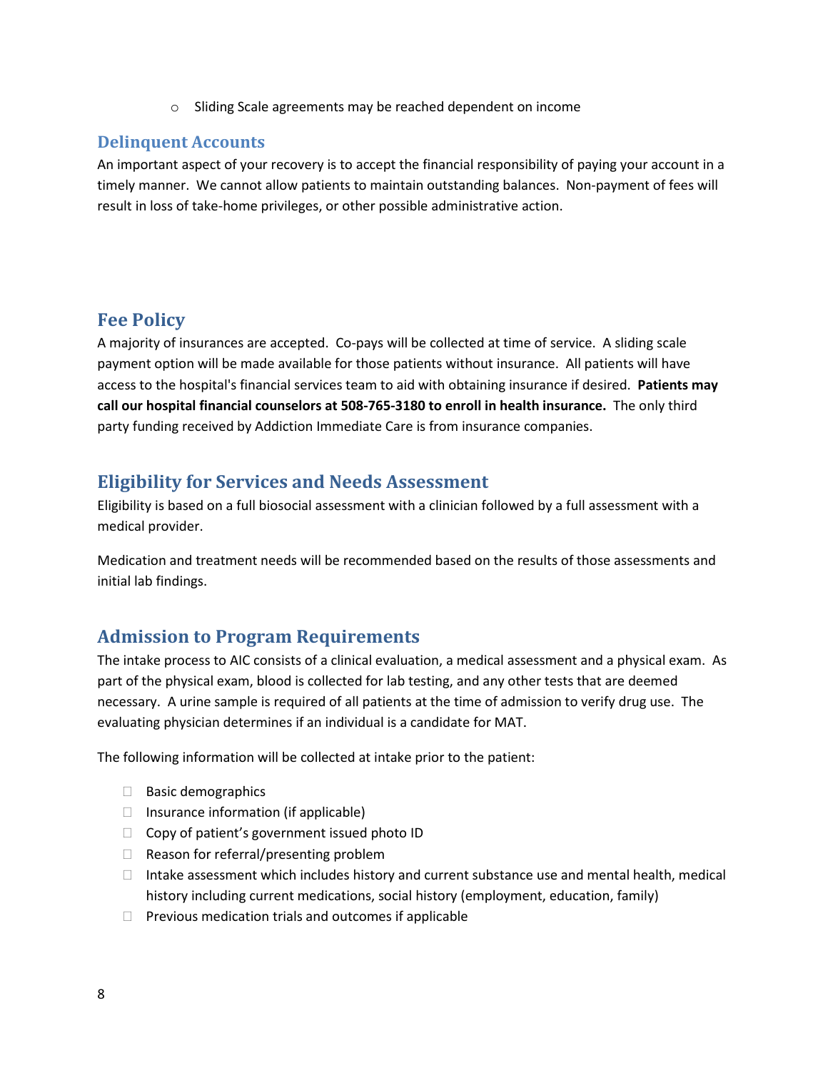- Sliding Scale agreements may be reached dependent on income

## Delinquent Accounts

An important aspect of your recovery is to accept the financial responsibility of paying your account in a timely manner. We cannot allow patients to maintain outstanding balances. Non-payment of fees will result in loss of take-home privileges, or other possible administrative action.

## Fee Policy

A majority of insurances are accepted. Co-pays will be collected at time of service. A sliding scale payment option will be made available for those patients without insurance. All patients will have access to the hospital's financial services team to aid with obtaining insurance if desired. **Patients may call our hospital financial counselors at 508-765-3180 to enroll in health insurance.** The only third party funding received by Addiction Immediate Care is from insurance companies.

## Eligibility for Services and Needs Assessment

Eligibility is based on a full biosocial assessment with a clinician followed by a full assessment with a medical provider.

Medication and treatment needs will be recommended based on the results of those assessments and initial lab findings.

## Admission to Program Requirements

The intake process to AIC consists of a clinical evaluation, a medical assessment and a physical exam. As part of the physical exam, blood is collected for lab testing, and any other tests that are deemed necessary. A urine sample is required of all patients at the time of admission to verify drug use. The evaluating physician determines if an individual is a candidate for MAT.

The following information will be collected at intake prior to the patient:

- Basic demographics
- Insurance information (if applicable)
- Copy of patient's government issued photo ID
- Reason for referral/presenting problem
- Intake assessment which includes history and current substance use and mental health, medical history including current medications, social history (employment, education, family)
- Previous medication trials and outcomes if applicable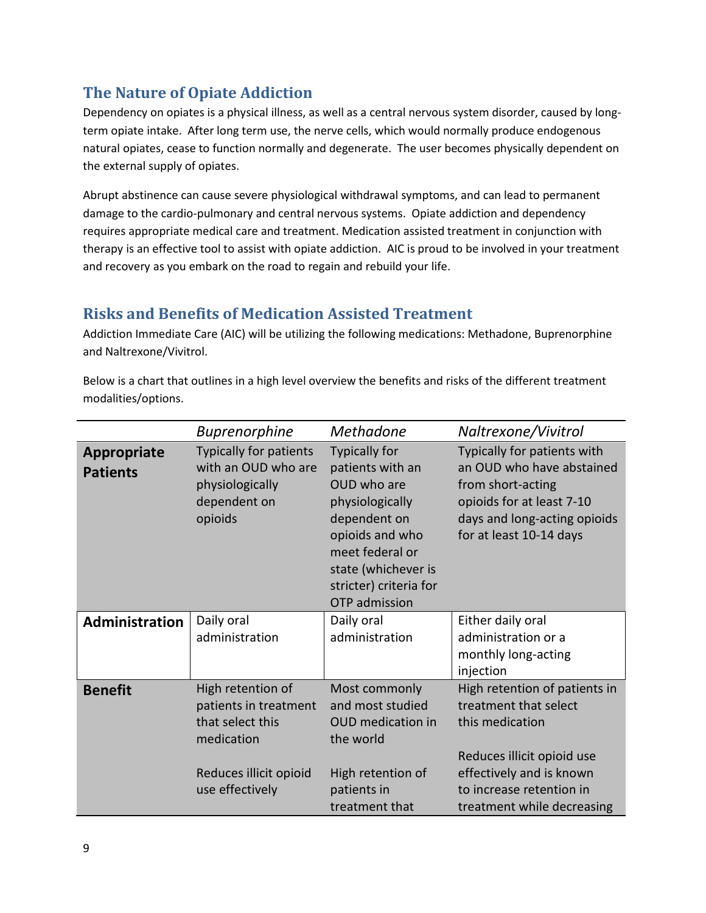## The Nature of Opiate Addiction

Dependency on opiates is a physical illness, as well as a central nervous system disorder, caused by long-term opiate intake. After long term use, the nerve cells, which would normally produce endogenous natural opiates, cease to function normally and degenerate. The user becomes physically dependent on the external supply of opiates.

Abrupt abstinence can cause severe physiological withdrawal symptoms, and can lead to permanent damage to the cardio-pulmonary and central nervous systems. Opiate addiction and dependency requires appropriate medical care and treatment. Medication assisted treatment in conjunction with therapy is an effective tool to assist with opiate addiction. AIC is proud to be involved in your treatment and recovery as you embark on the road to regain and rebuild your life.

## Risks and Benefits of Medication Assisted Treatment

Addiction Immediate Care (AIC) will be utilizing the following medications: Methadone, Buprenorphine and Naltrexone/Vivitrol.

Below is a chart that outlines in a high level overview the benefits and risks of the different treatment modalities/options.

| | *Buprenorphine* | *Methadone* | *Naltrexone/Vivitrol* |
|---|---|---|---|
| **Appropriate Patients** | Typically for patients with an OUD who are physiologically dependent on opioids | Typically for patients with an OUD who are physiologically dependent on opioids and who meet federal or state (whichever is stricter) criteria for OTP admission | Typically for patients with an OUD who have abstained from short-acting opioids for at least 7-10 days and long-acting opioids for at least 10-14 days |
| **Administration** | Daily oral administration | Daily oral administration | Either daily oral administration or a monthly long-acting injection |
| **Benefit** | High retention of patients in treatment that select this medication<br><br>Reduces illicit opioid use effectively | Most commonly and most studied OUD medication in the world<br><br>High retention of patients in treatment that | High retention of patients in treatment that select this medication<br><br>Reduces illicit opioid use effectively and is known to increase retention in treatment while decreasing |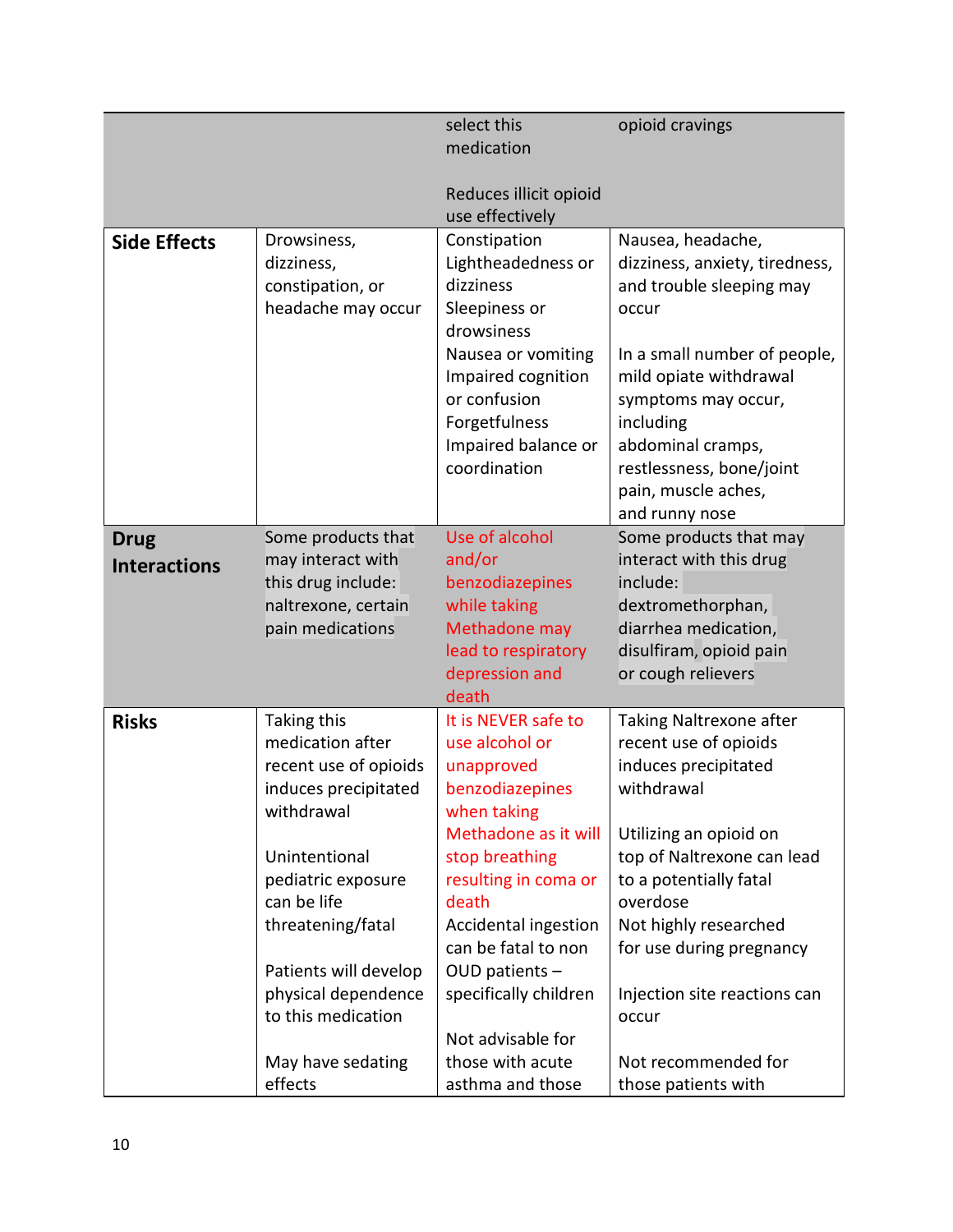| | | | |
|---|---|---|---|
| | | select this medication<br><br>Reduces illicit opioid use effectively | opioid cravings |
| **Side Effects** | Drowsiness, dizziness, constipation, or headache may occur | Constipation<br>Lightheadedness or dizziness<br>Sleepiness or drowsiness<br>Nausea or vomiting<br>Impaired cognition or confusion<br>Forgetfulness<br>Impaired balance or coordination | Nausea, headache, dizziness, anxiety, tiredness, and trouble sleeping may occur<br><br>In a small number of people, mild opiate withdrawal symptoms may occur, including abdominal cramps, restlessness, bone/joint pain, muscle aches, and runny nose |
| **Drug Interactions** | Some products that may interact with this drug include: naltrexone, certain pain medications | Use of alcohol and/or benzodiazepines while taking Methadone may lead to respiratory depression and death | Some products that may interact with this drug include: dextromethorphan, diarrhea medication, disulfiram, opioid pain or cough relievers |
| **Risks** | Taking this medication after recent use of opioids induces precipitated withdrawal<br><br>Unintentional pediatric exposure can be life threatening/fatal<br><br>Patients will develop physical dependence to this medication<br><br>May have sedating effects | It is NEVER safe to use alcohol or unapproved benzodiazepines when taking Methadone as it will stop breathing resulting in coma or death<br>Accidental ingestion can be fatal to non OUD patients – specifically children<br><br>Not advisable for those with acute asthma and those | Taking Naltrexone after recent use of opioids induces precipitated withdrawal<br><br>Utilizing an opioid on top of Naltrexone can lead to a potentially fatal overdose<br>Not highly researched for use during pregnancy<br><br>Injection site reactions can occur<br><br>Not recommended for those patients with |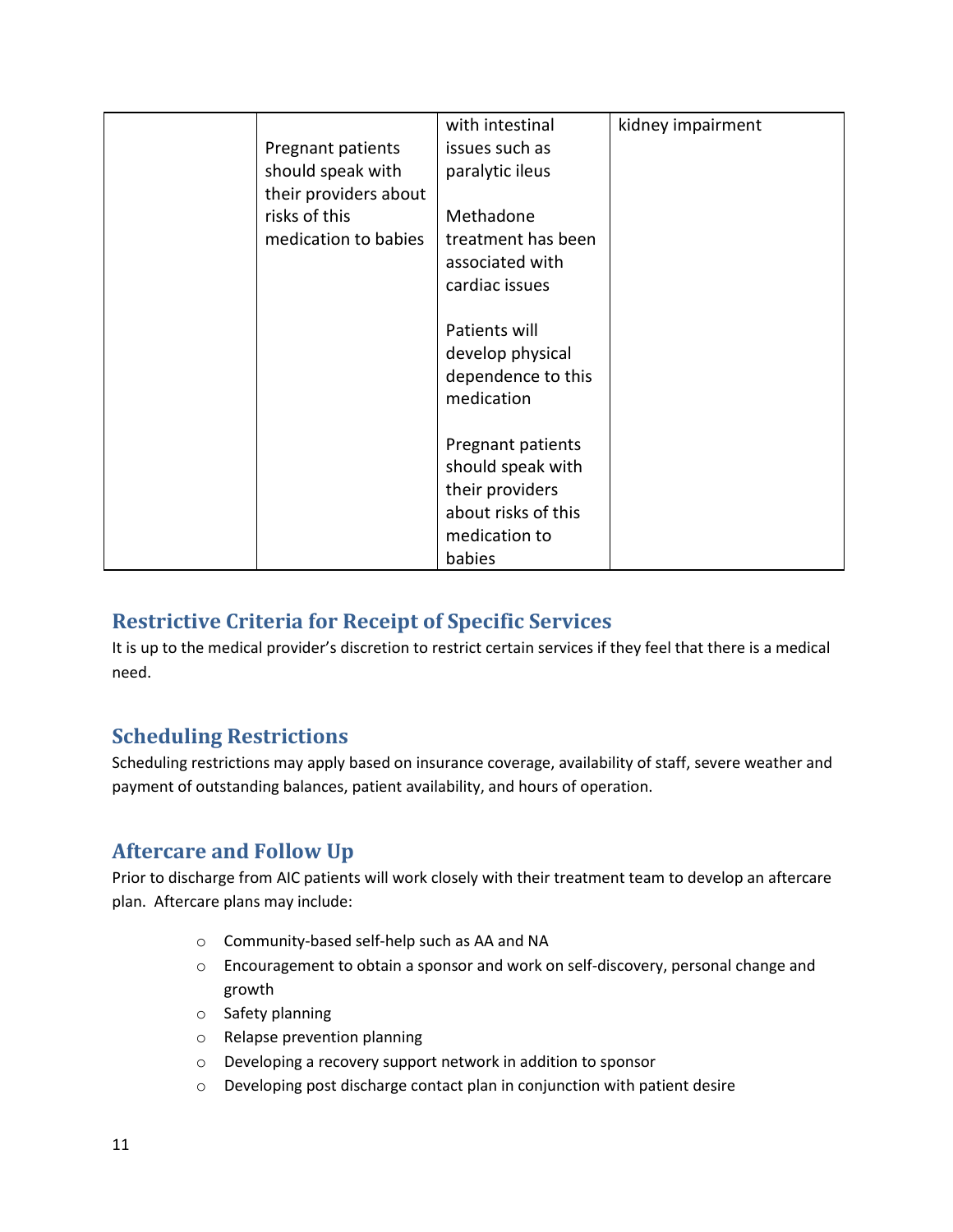| | | | |
|---|---|---|---|
| | Pregnant patients should speak with their providers about risks of this medication to babies | with intestinal issues such as paralytic ileus<br><br>Methadone treatment has been associated with cardiac issues<br><br>Patients will develop physical dependence to this medication<br><br>Pregnant patients should speak with their providers about risks of this medication to babies | kidney impairment |

## Restrictive Criteria for Receipt of Specific Services

It is up to the medical provider's discretion to restrict certain services if they feel that there is a medical need.

## Scheduling Restrictions

Scheduling restrictions may apply based on insurance coverage, availability of staff, severe weather and payment of outstanding balances, patient availability, and hours of operation.

## Aftercare and Follow Up

Prior to discharge from AIC patients will work closely with their treatment team to develop an aftercare plan. Aftercare plans may include:

- Community-based self-help such as AA and NA
- Encouragement to obtain a sponsor and work on self-discovery, personal change and growth
- Safety planning
- Relapse prevention planning
- Developing a recovery support network in addition to sponsor
- Developing post discharge contact plan in conjunction with patient desire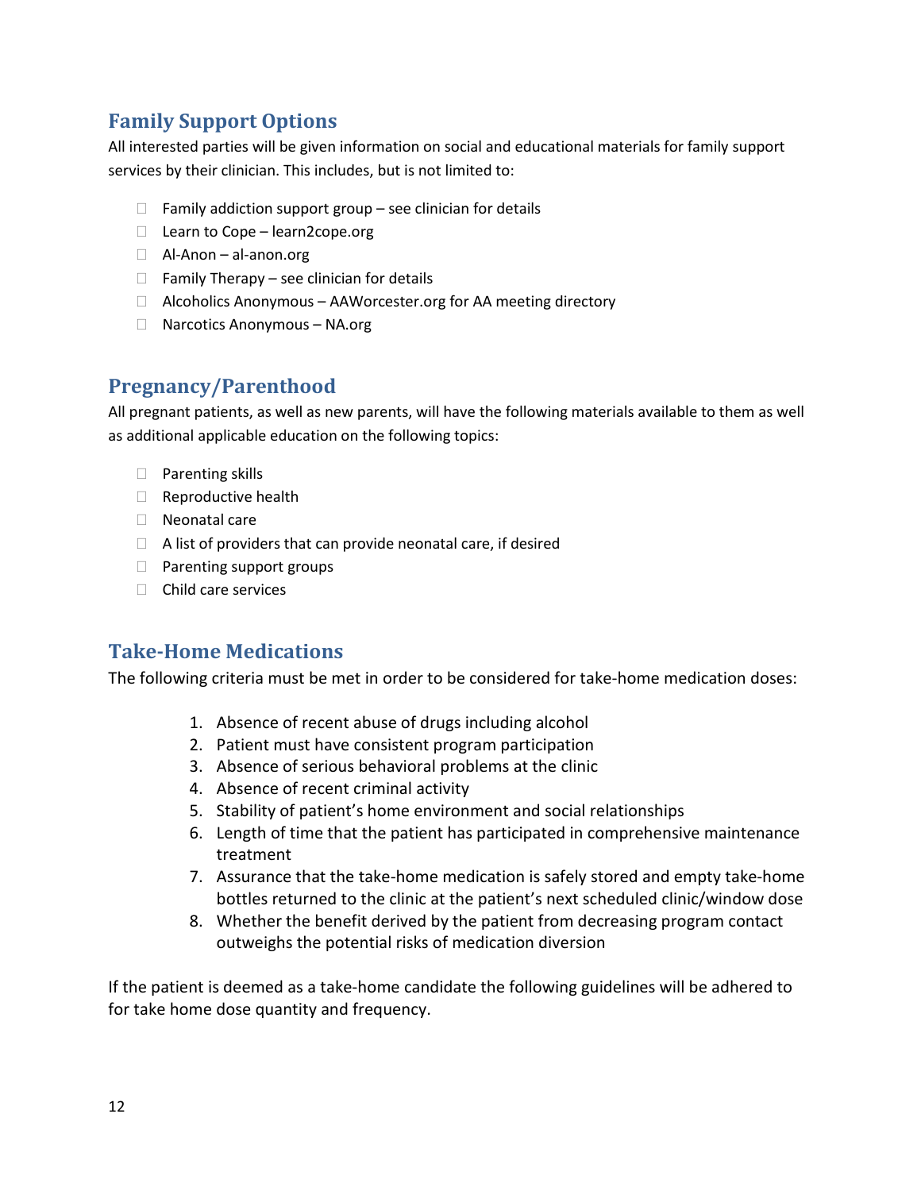## Family Support Options

All interested parties will be given information on social and educational materials for family support services by their clinician. This includes, but is not limited to:

- Family addiction support group – see clinician for details
- Learn to Cope – learn2cope.org
- Al-Anon – al-anon.org
- Family Therapy – see clinician for details
- Alcoholics Anonymous – AAWorcester.org for AA meeting directory
- Narcotics Anonymous – NA.org

## Pregnancy/Parenthood

All pregnant patients, as well as new parents, will have the following materials available to them as well as additional applicable education on the following topics:

- Parenting skills
- Reproductive health
- Neonatal care
- A list of providers that can provide neonatal care, if desired
- Parenting support groups
- Child care services

## Take-Home Medications

The following criteria must be met in order to be considered for take-home medication doses:

1. Absence of recent abuse of drugs including alcohol
2. Patient must have consistent program participation
3. Absence of serious behavioral problems at the clinic
4. Absence of recent criminal activity
5. Stability of patient's home environment and social relationships
6. Length of time that the patient has participated in comprehensive maintenance treatment
7. Assurance that the take-home medication is safely stored and empty take-home bottles returned to the clinic at the patient's next scheduled clinic/window dose
8. Whether the benefit derived by the patient from decreasing program contact outweighs the potential risks of medication diversion

If the patient is deemed as a take-home candidate the following guidelines will be adhered to for take home dose quantity and frequency.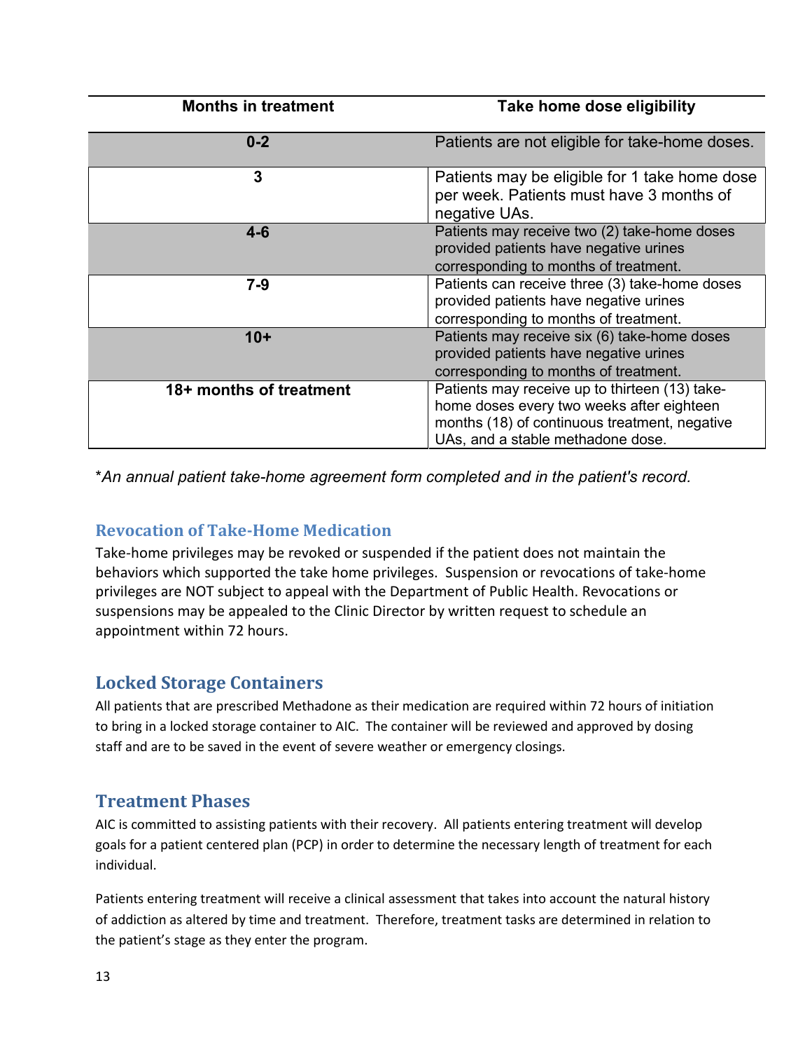| Months in treatment | Take home dose eligibility |
| --- | --- |
| **0-2** | Patients are not eligible for take-home doses. |
| **3** | Patients may be eligible for 1 take home dose per week. Patients must have 3 months of negative UAs. |
| **4-6** | Patients may receive two (2) take-home doses provided patients have negative urines corresponding to months of treatment. |
| **7-9** | Patients can receive three (3) take-home doses provided patients have negative urines corresponding to months of treatment. |
| **10+** | Patients may receive six (6) take-home doses provided patients have negative urines corresponding to months of treatment. |
| **18+ months of treatment** | Patients may receive up to thirteen (13) take-home doses every two weeks after eighteen months (18) of continuous treatment, negative UAs, and a stable methadone dose. |

\**An annual patient take-home agreement form completed and in the patient's record.*

### Revocation of Take-Home Medication

Take-home privileges may be revoked or suspended if the patient does not maintain the behaviors which supported the take home privileges. Suspension or revocations of take-home privileges are NOT subject to appeal with the Department of Public Health. Revocations or suspensions may be appealed to the Clinic Director by written request to schedule an appointment within 72 hours.

## Locked Storage Containers

All patients that are prescribed Methadone as their medication are required within 72 hours of initiation to bring in a locked storage container to AIC. The container will be reviewed and approved by dosing staff and are to be saved in the event of severe weather or emergency closings.

## Treatment Phases

AIC is committed to assisting patients with their recovery. All patients entering treatment will develop goals for a patient centered plan (PCP) in order to determine the necessary length of treatment for each individual.

Patients entering treatment will receive a clinical assessment that takes into account the natural history of addiction as altered by time and treatment. Therefore, treatment tasks are determined in relation to the patient's stage as they enter the program.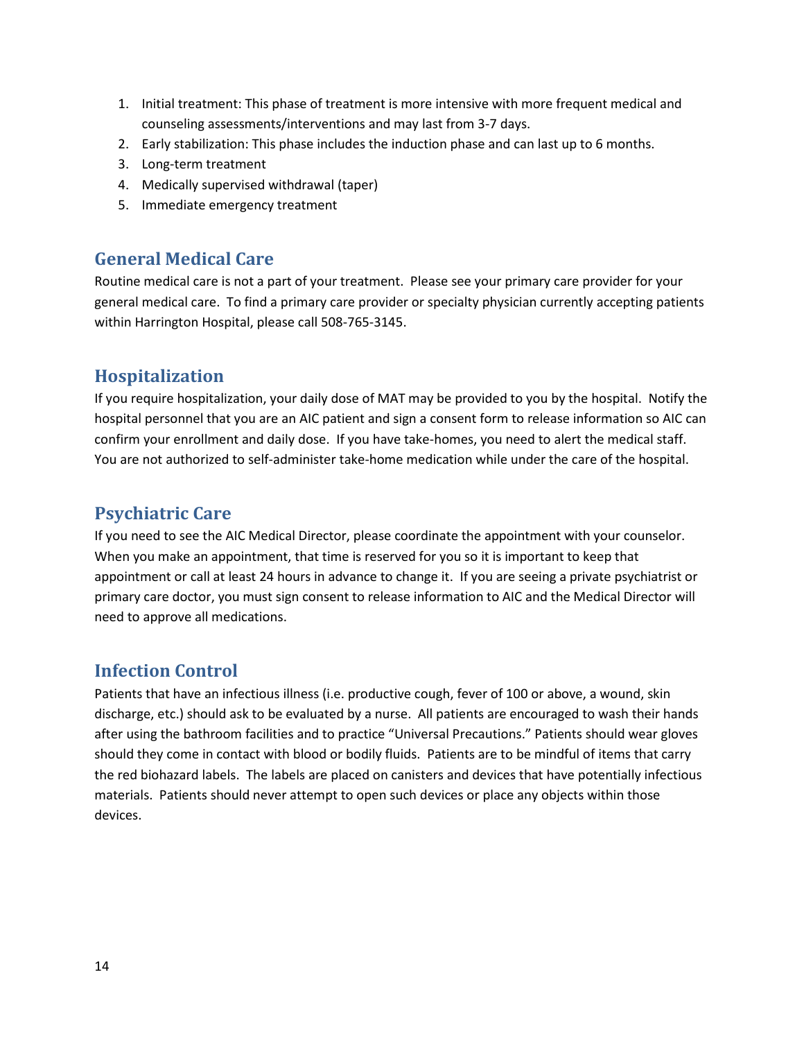1. Initial treatment: This phase of treatment is more intensive with more frequent medical and counseling assessments/interventions and may last from 3-7 days.
2. Early stabilization: This phase includes the induction phase and can last up to 6 months.
3. Long-term treatment
4. Medically supervised withdrawal (taper)
5. Immediate emergency treatment

## General Medical Care

Routine medical care is not a part of your treatment. Please see your primary care provider for your general medical care. To find a primary care provider or specialty physician currently accepting patients within Harrington Hospital, please call 508-765-3145.

## Hospitalization

If you require hospitalization, your daily dose of MAT may be provided to you by the hospital. Notify the hospital personnel that you are an AIC patient and sign a consent form to release information so AIC can confirm your enrollment and daily dose. If you have take-homes, you need to alert the medical staff. You are not authorized to self-administer take-home medication while under the care of the hospital.

## Psychiatric Care

If you need to see the AIC Medical Director, please coordinate the appointment with your counselor. When you make an appointment, that time is reserved for you so it is important to keep that appointment or call at least 24 hours in advance to change it. If you are seeing a private psychiatrist or primary care doctor, you must sign consent to release information to AIC and the Medical Director will need to approve all medications.

## Infection Control

Patients that have an infectious illness (i.e. productive cough, fever of 100 or above, a wound, skin discharge, etc.) should ask to be evaluated by a nurse. All patients are encouraged to wash their hands after using the bathroom facilities and to practice "Universal Precautions." Patients should wear gloves should they come in contact with blood or bodily fluids. Patients are to be mindful of items that carry the red biohazard labels. The labels are placed on canisters and devices that have potentially infectious materials. Patients should never attempt to open such devices or place any objects within those devices.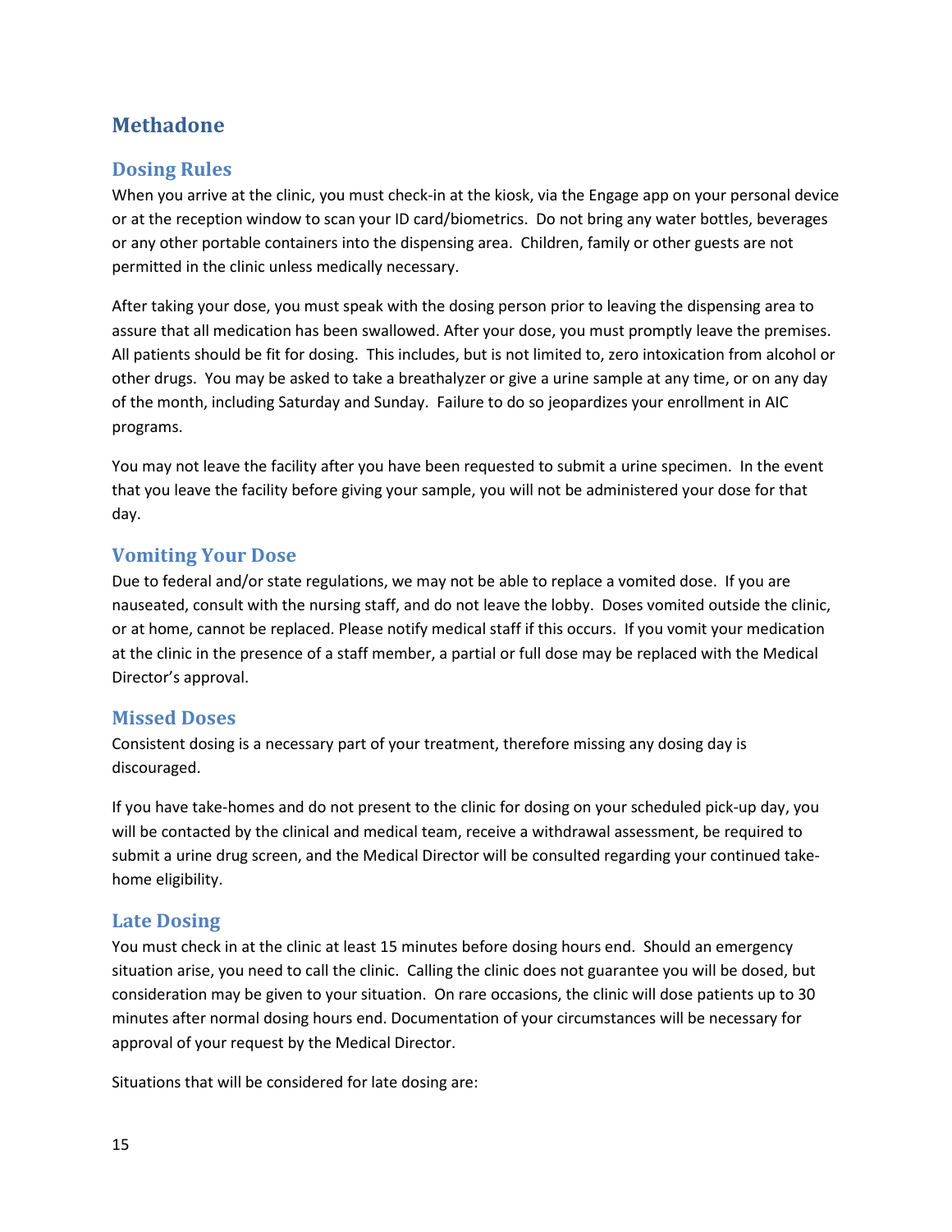# Methadone

## Dosing Rules

When you arrive at the clinic, you must check-in at the kiosk, via the Engage app on your personal device or at the reception window to scan your ID card/biometrics. Do not bring any water bottles, beverages or any other portable containers into the dispensing area. Children, family or other guests are not permitted in the clinic unless medically necessary.

After taking your dose, you must speak with the dosing person prior to leaving the dispensing area to assure that all medication has been swallowed. After your dose, you must promptly leave the premises. All patients should be fit for dosing. This includes, but is not limited to, zero intoxication from alcohol or other drugs. You may be asked to take a breathalyzer or give a urine sample at any time, or on any day of the month, including Saturday and Sunday. Failure to do so jeopardizes your enrollment in AIC programs.

You may not leave the facility after you have been requested to submit a urine specimen. In the event that you leave the facility before giving your sample, you will not be administered your dose for that day.

## Vomiting Your Dose

Due to federal and/or state regulations, we may not be able to replace a vomited dose. If you are nauseated, consult with the nursing staff, and do not leave the lobby. Doses vomited outside the clinic, or at home, cannot be replaced. Please notify medical staff if this occurs. If you vomit your medication at the clinic in the presence of a staff member, a partial or full dose may be replaced with the Medical Director's approval.

## Missed Doses

Consistent dosing is a necessary part of your treatment, therefore missing any dosing day is discouraged.

If you have take-homes and do not present to the clinic for dosing on your scheduled pick-up day, you will be contacted by the clinical and medical team, receive a withdrawal assessment, be required to submit a urine drug screen, and the Medical Director will be consulted regarding your continued take-home eligibility.

## Late Dosing

You must check in at the clinic at least 15 minutes before dosing hours end. Should an emergency situation arise, you need to call the clinic. Calling the clinic does not guarantee you will be dosed, but consideration may be given to your situation. On rare occasions, the clinic will dose patients up to 30 minutes after normal dosing hours end. Documentation of your circumstances will be necessary for approval of your request by the Medical Director.

Situations that will be considered for late dosing are: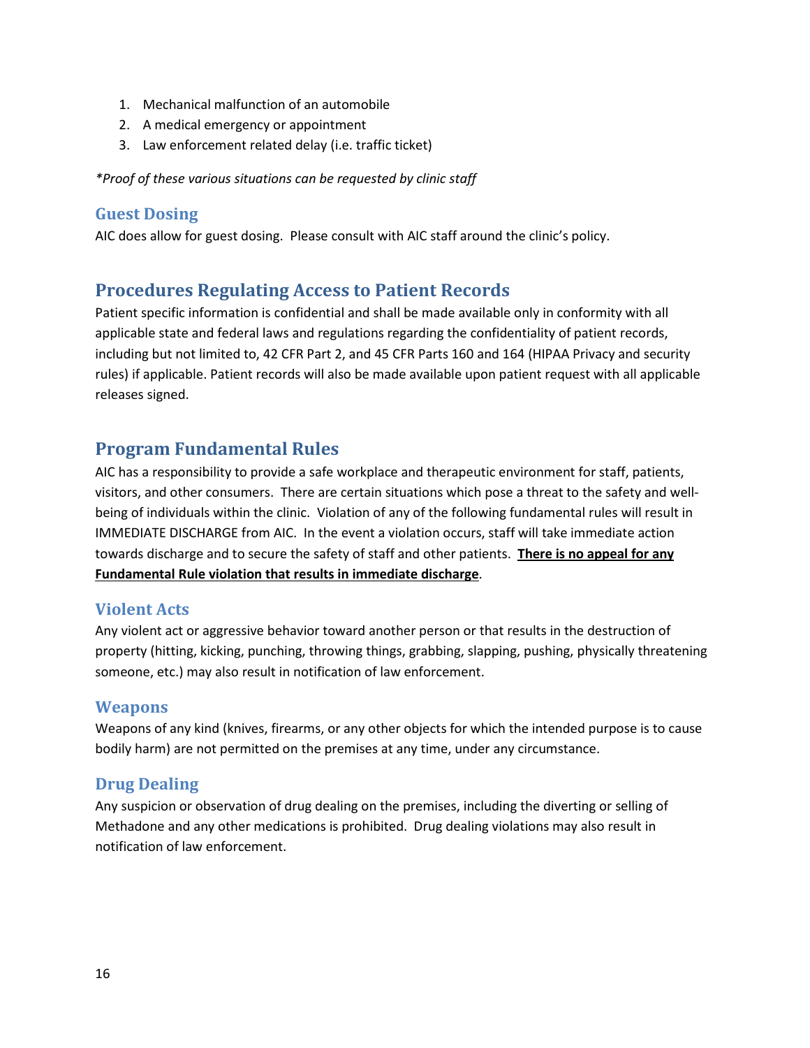1. Mechanical malfunction of an automobile
2. A medical emergency or appointment
3. Law enforcement related delay (i.e. traffic ticket)

*\*Proof of these various situations can be requested by clinic staff*

### Guest Dosing

AIC does allow for guest dosing. Please consult with AIC staff around the clinic's policy.

## Procedures Regulating Access to Patient Records

Patient specific information is confidential and shall be made available only in conformity with all applicable state and federal laws and regulations regarding the confidentiality of patient records, including but not limited to, 42 CFR Part 2, and 45 CFR Parts 160 and 164 (HIPAA Privacy and security rules) if applicable. Patient records will also be made available upon patient request with all applicable releases signed.

## Program Fundamental Rules

AIC has a responsibility to provide a safe workplace and therapeutic environment for staff, patients, visitors, and other consumers. There are certain situations which pose a threat to the safety and well-being of individuals within the clinic. Violation of any of the following fundamental rules will result in IMMEDIATE DISCHARGE from AIC. In the event a violation occurs, staff will take immediate action towards discharge and to secure the safety of staff and other patients. <u>**There is no appeal for any Fundamental Rule violation that results in immediate discharge**</u>.

### Violent Acts

Any violent act or aggressive behavior toward another person or that results in the destruction of property (hitting, kicking, punching, throwing things, grabbing, slapping, pushing, physically threatening someone, etc.) may also result in notification of law enforcement.

### Weapons

Weapons of any kind (knives, firearms, or any other objects for which the intended purpose is to cause bodily harm) are not permitted on the premises at any time, under any circumstance.

### Drug Dealing

Any suspicion or observation of drug dealing on the premises, including the diverting or selling of Methadone and any other medications is prohibited. Drug dealing violations may also result in notification of law enforcement.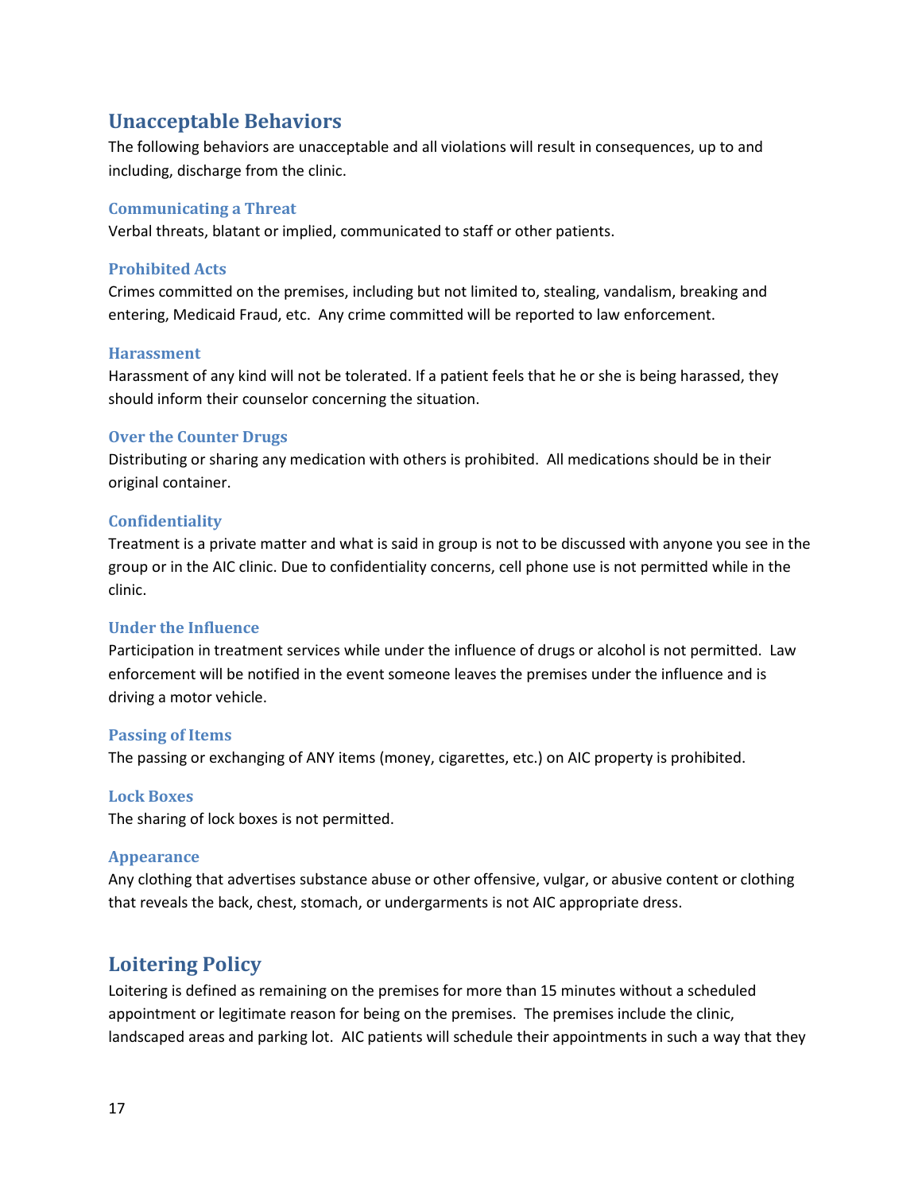## Unacceptable Behaviors

The following behaviors are unacceptable and all violations will result in consequences, up to and including, discharge from the clinic.

### Communicating a Threat

Verbal threats, blatant or implied, communicated to staff or other patients.

### Prohibited Acts

Crimes committed on the premises, including but not limited to, stealing, vandalism, breaking and entering, Medicaid Fraud, etc. Any crime committed will be reported to law enforcement.

### Harassment

Harassment of any kind will not be tolerated. If a patient feels that he or she is being harassed, they should inform their counselor concerning the situation.

### Over the Counter Drugs

Distributing or sharing any medication with others is prohibited. All medications should be in their original container.

### Confidentiality

Treatment is a private matter and what is said in group is not to be discussed with anyone you see in the group or in the AIC clinic. Due to confidentiality concerns, cell phone use is not permitted while in the clinic.

### Under the Influence

Participation in treatment services while under the influence of drugs or alcohol is not permitted. Law enforcement will be notified in the event someone leaves the premises under the influence and is driving a motor vehicle.

### Passing of Items

The passing or exchanging of ANY items (money, cigarettes, etc.) on AIC property is prohibited.

### Lock Boxes

The sharing of lock boxes is not permitted.

### Appearance

Any clothing that advertises substance abuse or other offensive, vulgar, or abusive content or clothing that reveals the back, chest, stomach, or undergarments is not AIC appropriate dress.

## Loitering Policy

Loitering is defined as remaining on the premises for more than 15 minutes without a scheduled appointment or legitimate reason for being on the premises. The premises include the clinic, landscaped areas and parking lot. AIC patients will schedule their appointments in such a way that they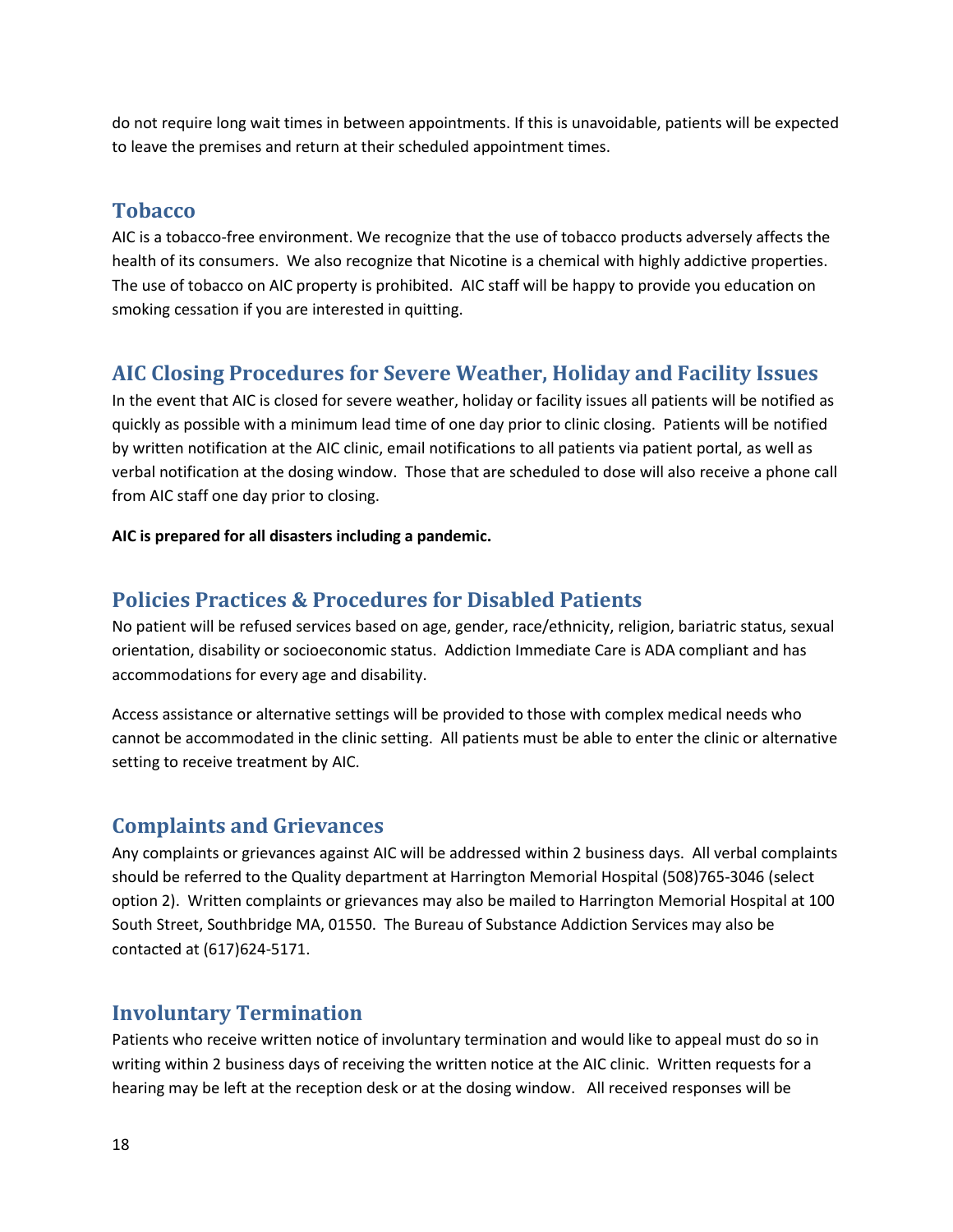do not require long wait times in between appointments. If this is unavoidable, patients will be expected to leave the premises and return at their scheduled appointment times.

## Tobacco

AIC is a tobacco-free environment. We recognize that the use of tobacco products adversely affects the health of its consumers. We also recognize that Nicotine is a chemical with highly addictive properties. The use of tobacco on AIC property is prohibited. AIC staff will be happy to provide you education on smoking cessation if you are interested in quitting.

## AIC Closing Procedures for Severe Weather, Holiday and Facility Issues

In the event that AIC is closed for severe weather, holiday or facility issues all patients will be notified as quickly as possible with a minimum lead time of one day prior to clinic closing. Patients will be notified by written notification at the AIC clinic, email notifications to all patients via patient portal, as well as verbal notification at the dosing window. Those that are scheduled to dose will also receive a phone call from AIC staff one day prior to closing.

**AIC is prepared for all disasters including a pandemic.**

## Policies Practices & Procedures for Disabled Patients

No patient will be refused services based on age, gender, race/ethnicity, religion, bariatric status, sexual orientation, disability or socioeconomic status. Addiction Immediate Care is ADA compliant and has accommodations for every age and disability.

Access assistance or alternative settings will be provided to those with complex medical needs who cannot be accommodated in the clinic setting. All patients must be able to enter the clinic or alternative setting to receive treatment by AIC.

## Complaints and Grievances

Any complaints or grievances against AIC will be addressed within 2 business days. All verbal complaints should be referred to the Quality department at Harrington Memorial Hospital (508)765-3046 (select option 2). Written complaints or grievances may also be mailed to Harrington Memorial Hospital at 100 South Street, Southbridge MA, 01550. The Bureau of Substance Addiction Services may also be contacted at (617)624-5171.

## Involuntary Termination

Patients who receive written notice of involuntary termination and would like to appeal must do so in writing within 2 business days of receiving the written notice at the AIC clinic. Written requests for a hearing may be left at the reception desk or at the dosing window. All received responses will be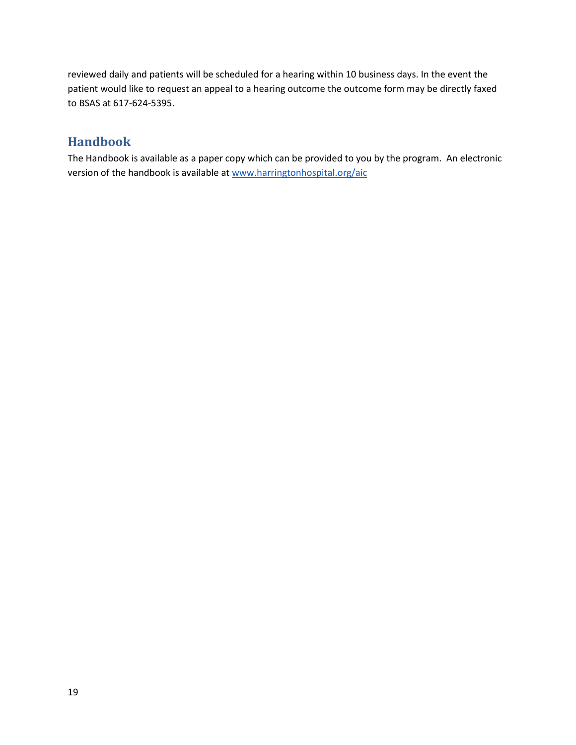reviewed daily and patients will be scheduled for a hearing within 10 business days. In the event the patient would like to request an appeal to a hearing outcome the outcome form may be directly faxed to BSAS at 617-624-5395.

## Handbook

The Handbook is available as a paper copy which can be provided to you by the program. An electronic version of the handbook is available at [www.harringtonhospital.org/aic](http://www.harringtonhospital.org/aic)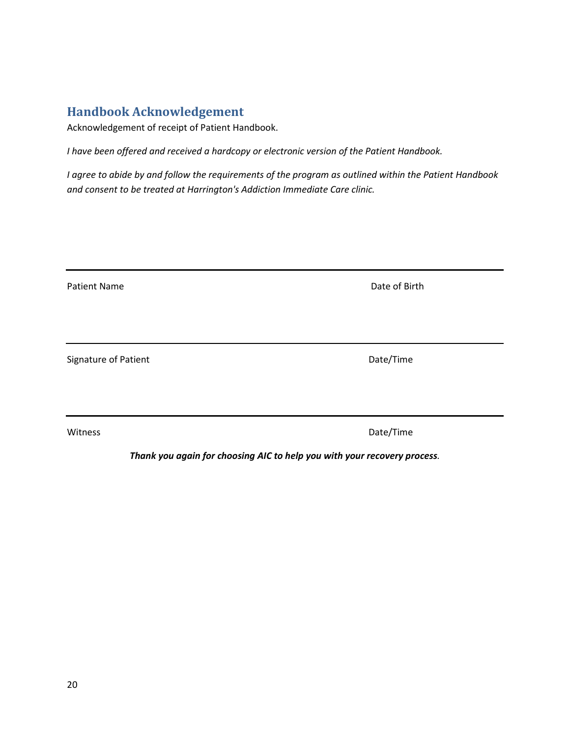## Handbook Acknowledgement

Acknowledgement of receipt of Patient Handbook.

*I have been offered and received a hardcopy or electronic version of the Patient Handbook.*

*I agree to abide by and follow the requirements of the program as outlined within the Patient Handbook and consent to be treated at Harrington's Addiction Immediate Care clinic.*

---

Patient Name Date of Birth

---

Signature of Patient Date/Time

---

Witness Date/Time

***Thank you again for choosing AIC to help you with your recovery process*.**